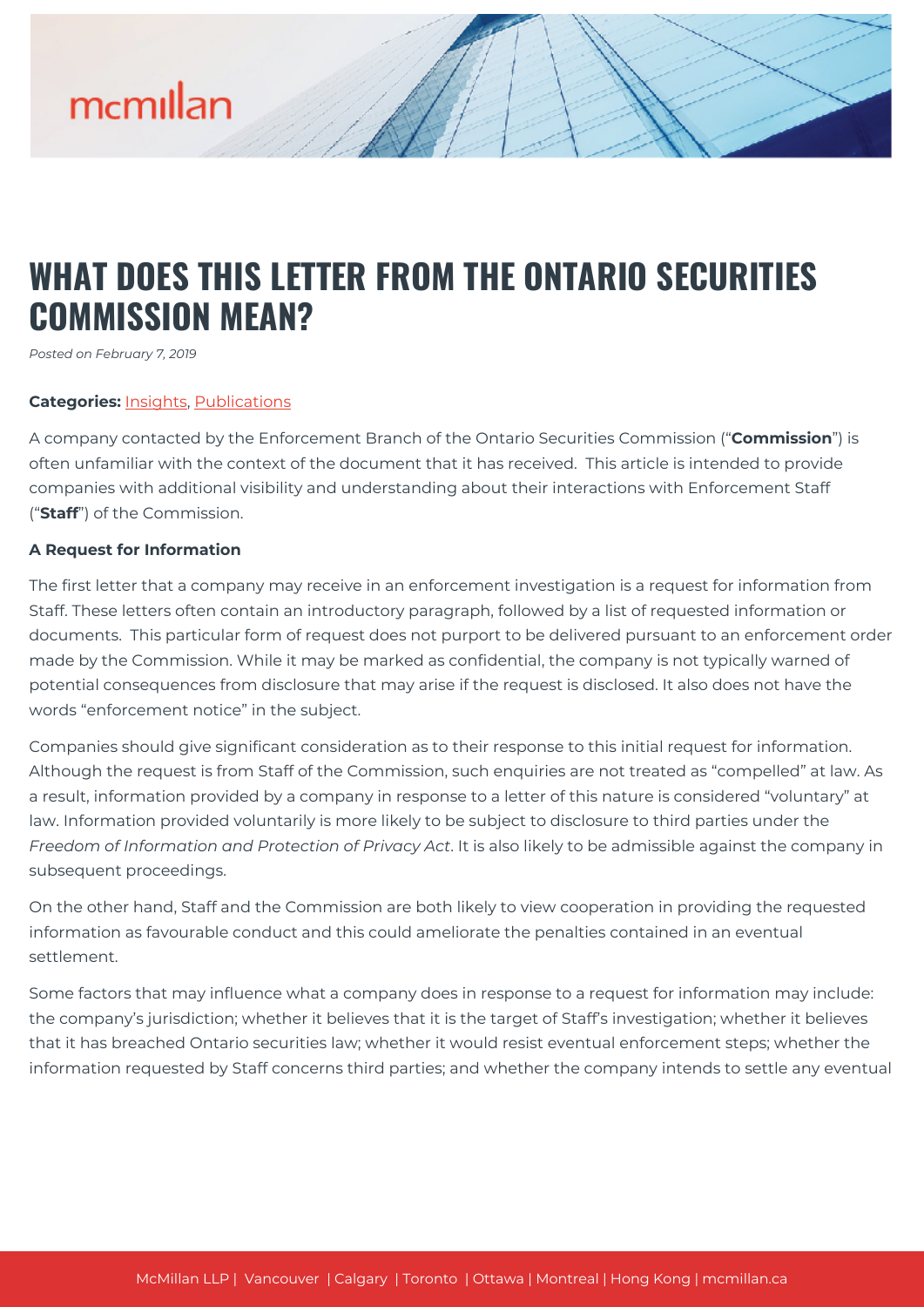# WHAT DOES THIS LETTER FROM THE ONTARIO SECURITIES COMMISSION MEAN?

*Posted on February 7, 2019*

**Categories:** Insights, Publications

A company contacted by the Enforcement Branch of the Ontario Securities Commission ("**Commission**") is often unfamiliar with the context of the document that it has received. This article is intended to provide companies with additional visibility and understanding about their interactions with Enforcement Staff ("**Staff**") of the Commission.

**A Request for Information**

The first letter that a company may receive in an enforcement investigation is a request for information from Staff. These letters often contain an introductory paragraph, followed by a list of requested information or documents. This particular form of request does not purport to be delivered pursuant to an enforcement order made by the Commission. While it may be marked as confidential, the company is not typically warned of potential consequences from disclosure that may arise if the request is disclosed. It also does not have the words "enforcement notice" in the subject.

Companies should give significant consideration as to their response to this initial request for information. Although the request is from Staff of the Commission, such enquiries are not treated as "compelled" at law. As a result, information provided by a company in response to a letter of this nature is considered "voluntary" at law. Information provided voluntarily is more likely to be subject to disclosure to third parties under the *Freedom of Information and Protection of Privacy Act*. It is also likely to be admissible against the company in subsequent proceedings.

On the other hand, Staff and the Commission are both likely to view cooperation in providing the requested information as favourable conduct and this could ameliorate the penalties contained in an eventual settlement.

Some factors that may influence what a company does in response to a request for information may include: the company's jurisdiction; whether it believes that it is the target of Staff's investigation; whether it believes that it has breached Ontario securities law; whether it would resist eventual enforcement steps; whether the information requested by Staff concerns third parties; and whether the company intends to settle any eventual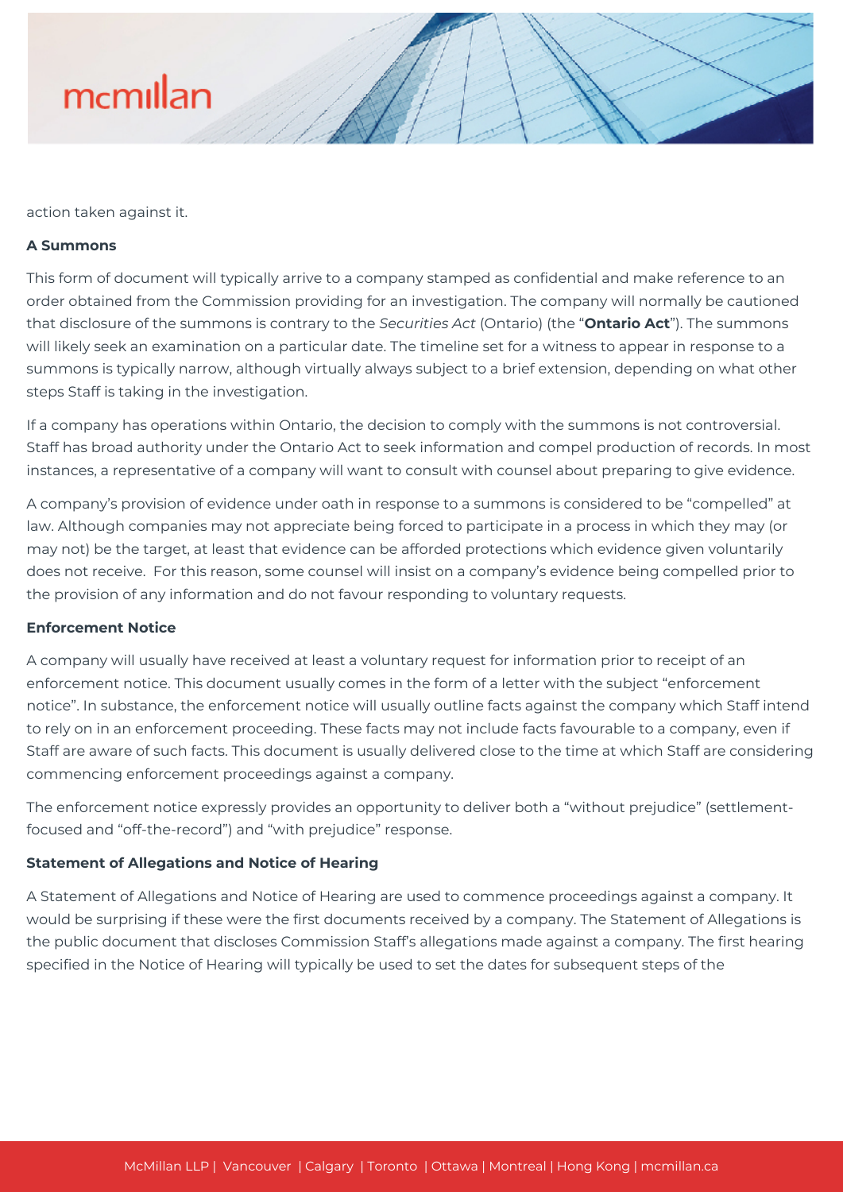action taken against it.

**A Summons**

This form of document will typically arrive to a company stamped as confidential and make reference to an order obtained from the Commission providing for an investigation. The company will normally be cautioned that disclosure of the summons is contrary to the *Securities Act* (Ontario) (the "**Ontario Act**"). The summons will likely seek an examination on a particular date. The timeline set for a witness to appear in response to a summons is typically narrow, although virtually always subject to a brief extension, depending on what other steps Staff is taking in the investigation.

If a company has operations within Ontario, the decision to comply with the summons is not controversial. Staff has broad authority under the Ontario Act to seek information and compel production of records. In most instances, a representative of a company will want to consult with counsel about preparing to give evidence.

A company's provision of evidence under oath in response to a summons is considered to be "compelled" at law. Although companies may not appreciate being forced to participate in a process in which they may (or may not) be the target, at least that evidence can be afforded protections which evidence given voluntarily does not receive. For this reason, some counsel will insist on a company's evidence being compelled prior to the provision of any information and do not favour responding to voluntary requests.

**Enforcement Notice**

A company will usually have received at least a voluntary request for information prior to receipt of an enforcement notice. This document usually comes in the form of a letter with the subject "enforcement notice". In substance, the enforcement notice will usually outline facts against the company which Staff intend to rely on in an enforcement proceeding. These facts may not include facts favourable to a company, even if Staff are aware of such facts. This document is usually delivered close to the time at which Staff are considering commencing enforcement proceedings against a company.

The enforcement notice expressly provides an opportunity to deliver both a "without prejudice" (settlement-focused and "off-the-record") and "with prejudice" response.

**Statement of Allegations and Notice of Hearing**

A Statement of Allegations and Notice of Hearing are used to commence proceedings against a company. It would be surprising if these were the first documents received by a company. The Statement of Allegations is the public document that discloses Commission Staff's allegations made against a company. The first hearing specified in the Notice of Hearing will typically be used to set the dates for subsequent steps of the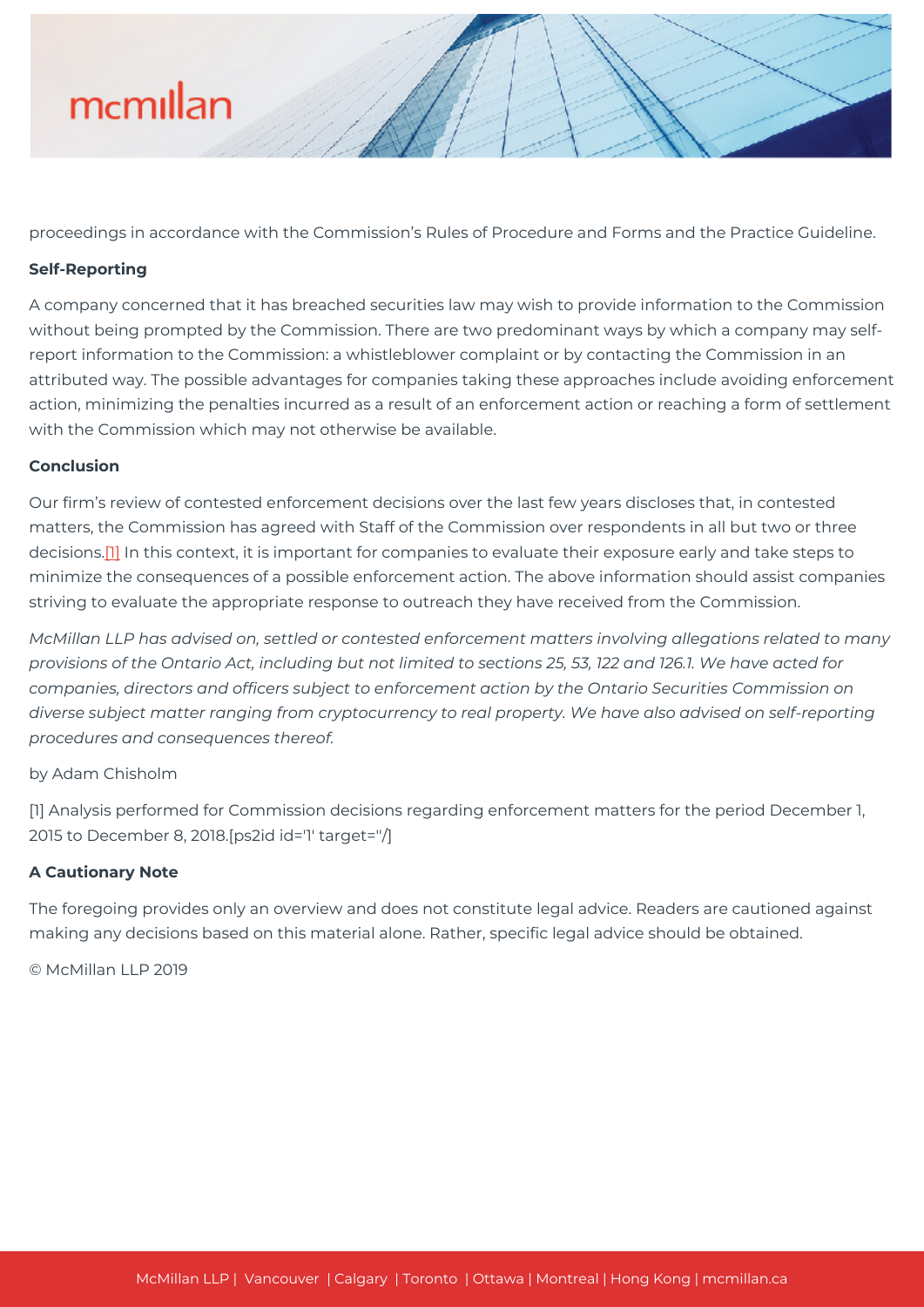proceedings in accordance with the Commission's Rules of Procedure and Forms and the Practice Guideline.

**Self-Reporting**

A company concerned that it has breached securities law may wish to provide information to the Commission without being prompted by the Commission. There are two predominant ways by which a company may self-report information to the Commission: a whistleblower complaint or by contacting the Commission in an attributed way. The possible advantages for companies taking these approaches include avoiding enforcement action, minimizing the penalties incurred as a result of an enforcement action or reaching a form of settlement with the Commission which may not otherwise be available.

**Conclusion**

Our firm's review of contested enforcement decisions over the last few years discloses that, in contested matters, the Commission has agreed with Staff of the Commission over respondents in all but two or three decisions.[1] In this context, it is important for companies to evaluate their exposure early and take steps to minimize the consequences of a possible enforcement action. The above information should assist companies striving to evaluate the appropriate response to outreach they have received from the Commission.

*McMillan LLP has advised on, settled or contested enforcement matters involving allegations related to many provisions of the Ontario Act, including but not limited to sections 25, 53, 122 and 126.1. We have acted for companies, directors and officers subject to enforcement action by the Ontario Securities Commission on diverse subject matter ranging from cryptocurrency to real property. We have also advised on self-reporting procedures and consequences thereof.*

by Adam Chisholm

[1] Analysis performed for Commission decisions regarding enforcement matters for the period December 1, 2015 to December 8, 2018.[ps2id id='1' target=''/]

**A Cautionary Note**

The foregoing provides only an overview and does not constitute legal advice. Readers are cautioned against making any decisions based on this material alone. Rather, specific legal advice should be obtained.

© McMillan LLP 2019